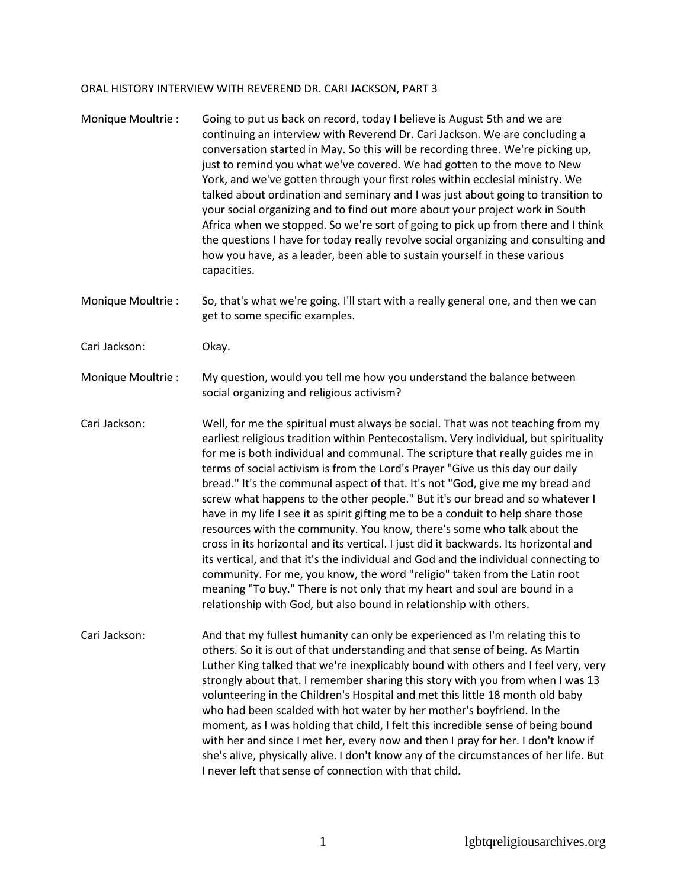ORAL HISTORY INTERVIEW WITH REVEREND DR. CARI JACKSON, PART 3

**Monique Moultrie :** Going to put us back on record, today I believe is August 5th and we are continuing an interview with Reverend Dr. Cari Jackson. We are concluding a conversation started in May. So this will be recording three. We're picking up, just to remind you what we've covered. We had gotten to the move to New York, and we've gotten through your first roles within ecclesial ministry. We talked about ordination and seminary and I was just about going to transition to your social organizing and to find out more about your project work in South Africa when we stopped. So we're sort of going to pick up from there and I think the questions I have for today really revolve social organizing and consulting and how you have, as a leader, been able to sustain yourself in these various capacities.

**Monique Moultrie :** So, that's what we're going. I'll start with a really general one, and then we can get to some specific examples.

**Cari Jackson:** Okay.

**Monique Moultrie :** My question, would you tell me how you understand the balance between social organizing and religious activism?

**Cari Jackson:** Well, for me the spiritual must always be social. That was not teaching from my earliest religious tradition within Pentecostalism. Very individual, but spirituality for me is both individual and communal. The scripture that really guides me in terms of social activism is from the Lord's Prayer "Give us this day our daily bread." It's the communal aspect of that. It's not "God, give me my bread and screw what happens to the other people." But it's our bread and so whatever I have in my life I see it as spirit gifting me to be a conduit to help share those resources with the community. You know, there's some who talk about the cross in its horizontal and its vertical. I just did it backwards. Its horizontal and its vertical, and that it's the individual and God and the individual connecting to community. For me, you know, the word "religio" taken from the Latin root meaning "To buy." There is not only that my heart and soul are bound in a relationship with God, but also bound in relationship with others.

**Cari Jackson:** And that my fullest humanity can only be experienced as I'm relating this to others. So it is out of that understanding and that sense of being. As Martin Luther King talked that we're inexplicably bound with others and I feel very, very strongly about that. I remember sharing this story with you from when I was 13 volunteering in the Children's Hospital and met this little 18 month old baby who had been scalded with hot water by her mother's boyfriend. In the moment, as I was holding that child, I felt this incredible sense of being bound with her and since I met her, every now and then I pray for her. I don't know if she's alive, physically alive. I don't know any of the circumstances of her life. But I never left that sense of connection with that child.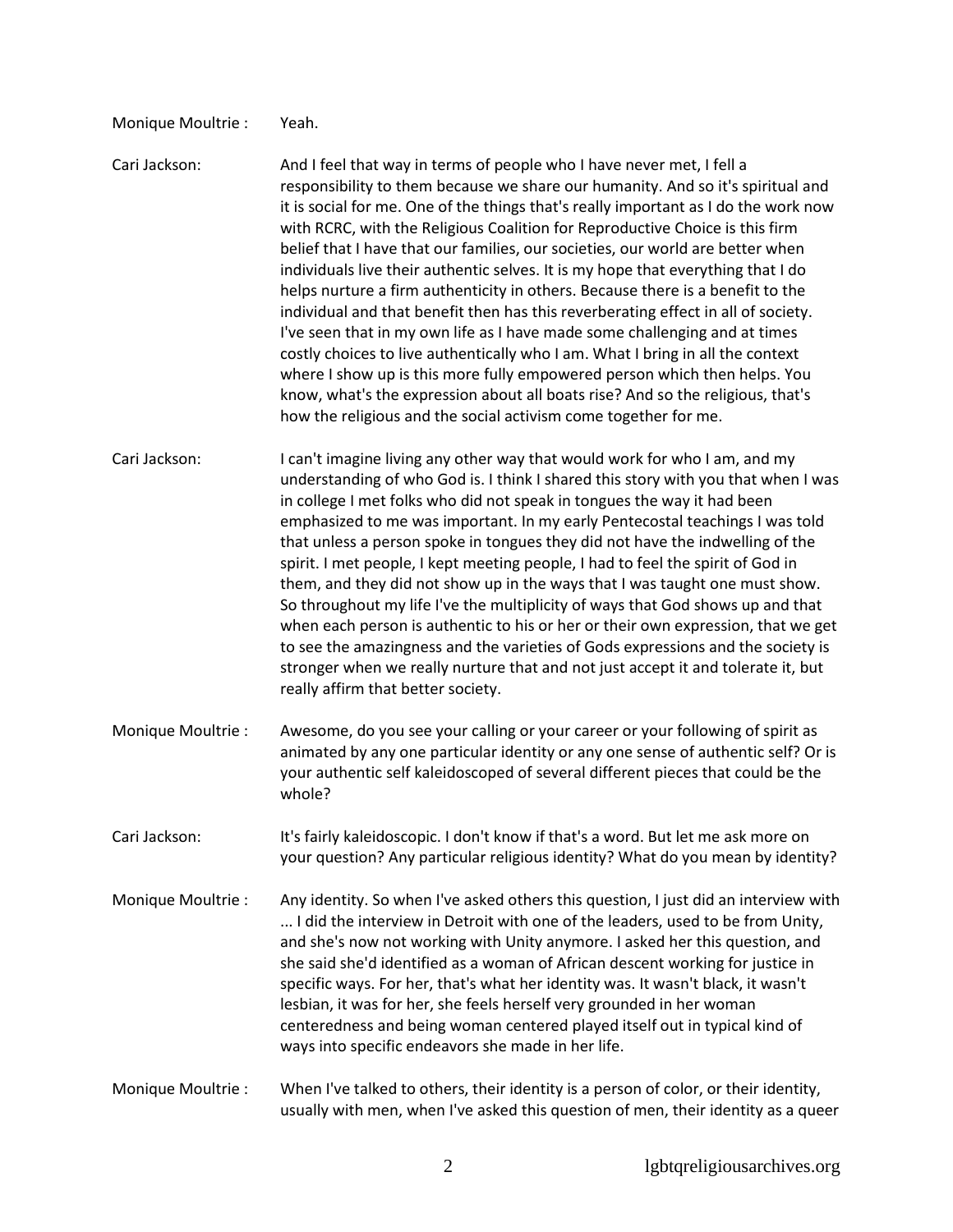Monique Moultrie : Yeah.

Cari Jackson: And I feel that way in terms of people who I have never met, I fell a responsibility to them because we share our humanity. And so it's spiritual and it is social for me. One of the things that's really important as I do the work now with RCRC, with the Religious Coalition for Reproductive Choice is this firm belief that I have that our families, our societies, our world are better when individuals live their authentic selves. It is my hope that everything that I do helps nurture a firm authenticity in others. Because there is a benefit to the individual and that benefit then has this reverberating effect in all of society. I've seen that in my own life as I have made some challenging and at times costly choices to live authentically who I am. What I bring in all the context where I show up is this more fully empowered person which then helps. You know, what's the expression about all boats rise? And so the religious, that's how the religious and the social activism come together for me.

Cari Jackson: I can't imagine living any other way that would work for who I am, and my understanding of who God is. I think I shared this story with you that when I was in college I met folks who did not speak in tongues the way it had been emphasized to me was important. In my early Pentecostal teachings I was told that unless a person spoke in tongues they did not have the indwelling of the spirit. I met people, I kept meeting people, I had to feel the spirit of God in them, and they did not show up in the ways that I was taught one must show. So throughout my life I've the multiplicity of ways that God shows up and that when each person is authentic to his or her or their own expression, that we get to see the amazingness and the varieties of Gods expressions and the society is stronger when we really nurture that and not just accept it and tolerate it, but really affirm that better society.

Monique Moultrie : Awesome, do you see your calling or your career or your following of spirit as animated by any one particular identity or any one sense of authentic self? Or is your authentic self kaleidoscoped of several different pieces that could be the whole?

Cari Jackson: It's fairly kaleidoscopic. I don't know if that's a word. But let me ask more on your question? Any particular religious identity? What do you mean by identity?

Monique Moultrie : Any identity. So when I've asked others this question, I just did an interview with ... I did the interview in Detroit with one of the leaders, used to be from Unity, and she's now not working with Unity anymore. I asked her this question, and she said she'd identified as a woman of African descent working for justice in specific ways. For her, that's what her identity was. It wasn't black, it wasn't lesbian, it was for her, she feels herself very grounded in her woman centeredness and being woman centered played itself out in typical kind of ways into specific endeavors she made in her life.

Monique Moultrie : When I've talked to others, their identity is a person of color, or their identity, usually with men, when I've asked this question of men, their identity as a queer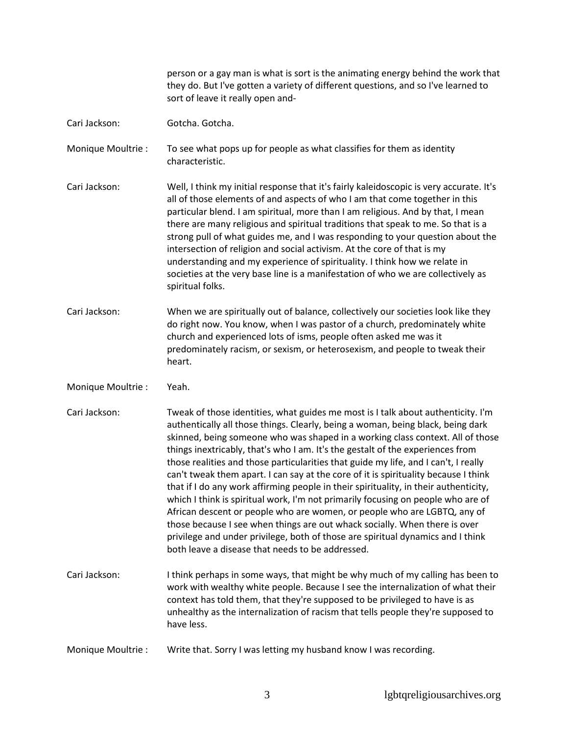person or a gay man is what is sort is the animating energy behind the work that they do. But I've gotten a variety of different questions, and so I've learned to sort of leave it really open and-

Cari Jackson: Gotcha. Gotcha.

Monique Moultrie : To see what pops up for people as what classifies for them as identity characteristic.

Cari Jackson: Well, I think my initial response that it's fairly kaleidoscopic is very accurate. It's all of those elements of and aspects of who I am that come together in this particular blend. I am spiritual, more than I am religious. And by that, I mean there are many religious and spiritual traditions that speak to me. So that is a strong pull of what guides me, and I was responding to your question about the intersection of religion and social activism. At the core of that is my understanding and my experience of spirituality. I think how we relate in societies at the very base line is a manifestation of who we are collectively as spiritual folks.

Cari Jackson: When we are spiritually out of balance, collectively our societies look like they do right now. You know, when I was pastor of a church, predominately white church and experienced lots of isms, people often asked me was it predominately racism, or sexism, or heterosexism, and people to tweak their heart.

Monique Moultrie : Yeah.

Cari Jackson: Tweak of those identities, what guides me most is I talk about authenticity. I'm authentically all those things. Clearly, being a woman, being black, being dark skinned, being someone who was shaped in a working class context. All of those things inextricably, that's who I am. It's the gestalt of the experiences from those realities and those particularities that guide my life, and I can't, I really can't tweak them apart. I can say at the core of it is spirituality because I think that if I do any work affirming people in their spirituality, in their authenticity, which I think is spiritual work, I'm not primarily focusing on people who are of African descent or people who are women, or people who are LGBTQ, any of those because I see when things are out whack socially. When there is over privilege and under privilege, both of those are spiritual dynamics and I think both leave a disease that needs to be addressed.

Cari Jackson: I think perhaps in some ways, that might be why much of my calling has been to work with wealthy white people. Because I see the internalization of what their context has told them, that they're supposed to be privileged to have is as unhealthy as the internalization of racism that tells people they're supposed to have less.

Monique Moultrie : Write that. Sorry I was letting my husband know I was recording.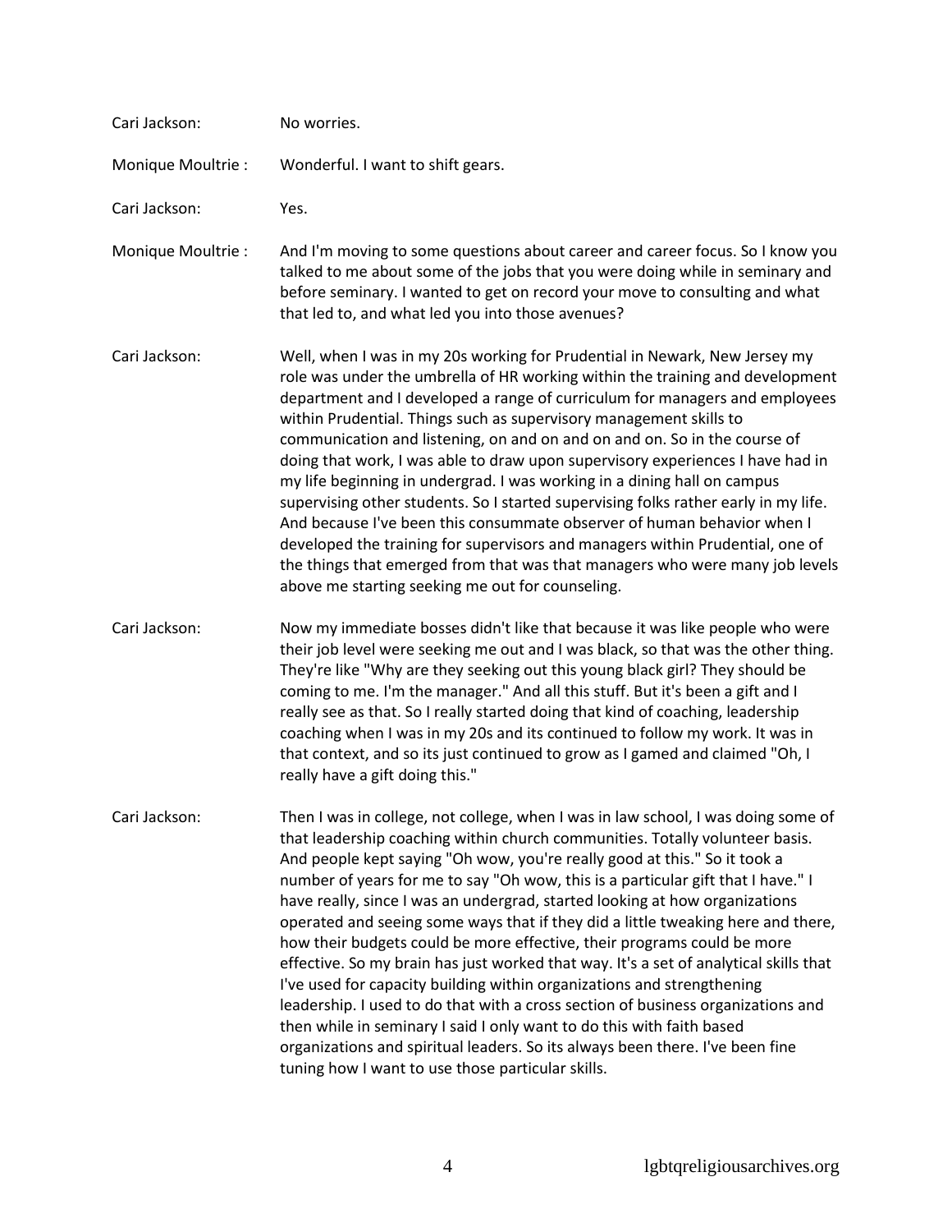Cari Jackson: No worries.

Monique Moultrie : Wonderful. I want to shift gears.

Cari Jackson: Yes.

Monique Moultrie : And I'm moving to some questions about career and career focus. So I know you talked to me about some of the jobs that you were doing while in seminary and before seminary. I wanted to get on record your move to consulting and what that led to, and what led you into those avenues?

Cari Jackson: Well, when I was in my 20s working for Prudential in Newark, New Jersey my role was under the umbrella of HR working within the training and development department and I developed a range of curriculum for managers and employees within Prudential. Things such as supervisory management skills to communication and listening, on and on and on and on. So in the course of doing that work, I was able to draw upon supervisory experiences I have had in my life beginning in undergrad. I was working in a dining hall on campus supervising other students. So I started supervising folks rather early in my life. And because I've been this consummate observer of human behavior when I developed the training for supervisors and managers within Prudential, one of the things that emerged from that was that managers who were many job levels above me starting seeking me out for counseling.

Cari Jackson: Now my immediate bosses didn't like that because it was like people who were their job level were seeking me out and I was black, so that was the other thing. They're like "Why are they seeking out this young black girl? They should be coming to me. I'm the manager." And all this stuff. But it's been a gift and I really see as that. So I really started doing that kind of coaching, leadership coaching when I was in my 20s and its continued to follow my work. It was in that context, and so its just continued to grow as I gamed and claimed "Oh, I really have a gift doing this."

Cari Jackson: Then I was in college, not college, when I was in law school, I was doing some of that leadership coaching within church communities. Totally volunteer basis. And people kept saying "Oh wow, you're really good at this." So it took a number of years for me to say "Oh wow, this is a particular gift that I have." I have really, since I was an undergrad, started looking at how organizations operated and seeing some ways that if they did a little tweaking here and there, how their budgets could be more effective, their programs could be more effective. So my brain has just worked that way. It's a set of analytical skills that I've used for capacity building within organizations and strengthening leadership. I used to do that with a cross section of business organizations and then while in seminary I said I only want to do this with faith based organizations and spiritual leaders. So its always been there. I've been fine tuning how I want to use those particular skills.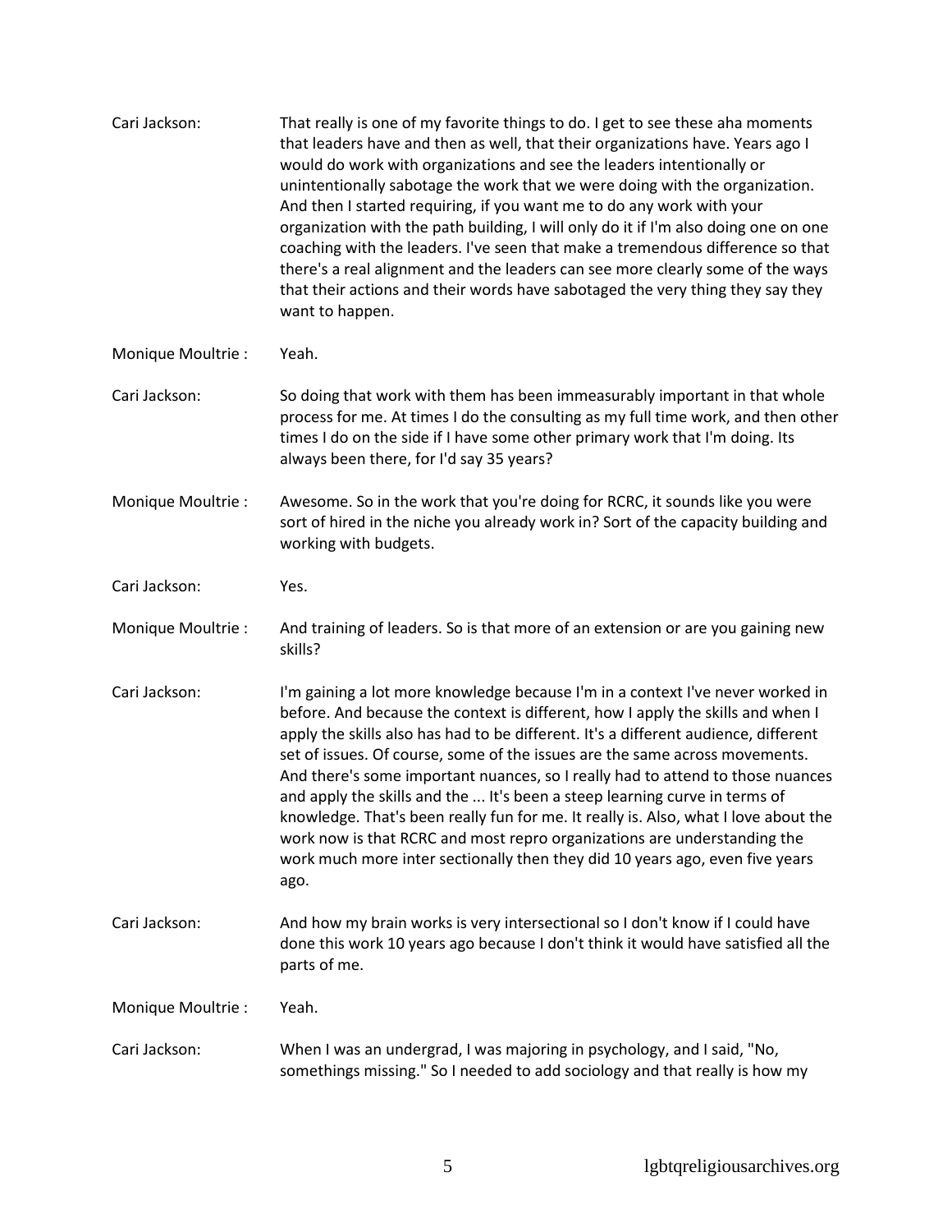Cari Jackson: That really is one of my favorite things to do. I get to see these aha moments that leaders have and then as well, that their organizations have. Years ago I would do work with organizations and see the leaders intentionally or unintentionally sabotage the work that we were doing with the organization. And then I started requiring, if you want me to do any work with your organization with the path building, I will only do it if I'm also doing one on one coaching with the leaders. I've seen that make a tremendous difference so that there's a real alignment and the leaders can see more clearly some of the ways that their actions and their words have sabotaged the very thing they say they want to happen.

Monique Moultrie : Yeah.

Cari Jackson: So doing that work with them has been immeasurably important in that whole process for me. At times I do the consulting as my full time work, and then other times I do on the side if I have some other primary work that I'm doing. Its always been there, for I'd say 35 years?

Monique Moultrie : Awesome. So in the work that you're doing for RCRC, it sounds like you were sort of hired in the niche you already work in? Sort of the capacity building and working with budgets.

Cari Jackson: Yes.

Monique Moultrie : And training of leaders. So is that more of an extension or are you gaining new skills?

Cari Jackson: I'm gaining a lot more knowledge because I'm in a context I've never worked in before. And because the context is different, how I apply the skills and when I apply the skills also has had to be different. It's a different audience, different set of issues. Of course, some of the issues are the same across movements. And there's some important nuances, so I really had to attend to those nuances and apply the skills and the ... It's been a steep learning curve in terms of knowledge. That's been really fun for me. It really is. Also, what I love about the work now is that RCRC and most repro organizations are understanding the work much more inter sectionally then they did 10 years ago, even five years ago.

Cari Jackson: And how my brain works is very intersectional so I don't know if I could have done this work 10 years ago because I don't think it would have satisfied all the parts of me.

Monique Moultrie : Yeah.

Cari Jackson: When I was an undergrad, I was majoring in psychology, and I said, "No, somethings missing." So I needed to add sociology and that really is how my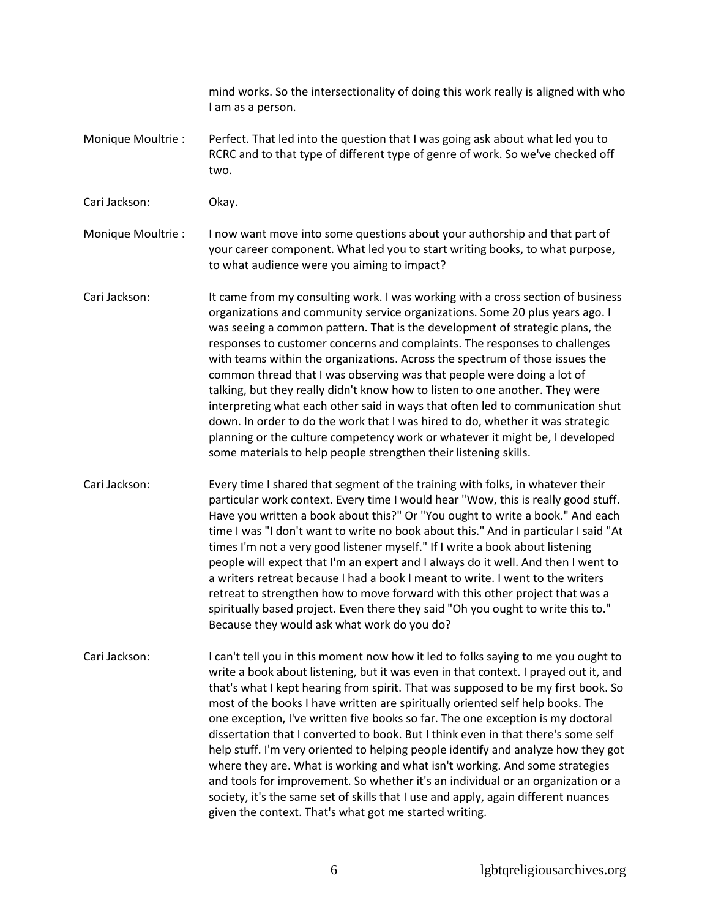mind works. So the intersectionality of doing this work really is aligned with who I am as a person.

Monique Moultrie : Perfect. That led into the question that I was going ask about what led you to RCRC and to that type of different type of genre of work. So we've checked off two.

Cari Jackson: Okay.

Monique Moultrie : I now want move into some questions about your authorship and that part of your career component. What led you to start writing books, to what purpose, to what audience were you aiming to impact?

Cari Jackson: It came from my consulting work. I was working with a cross section of business organizations and community service organizations. Some 20 plus years ago. I was seeing a common pattern. That is the development of strategic plans, the responses to customer concerns and complaints. The responses to challenges with teams within the organizations. Across the spectrum of those issues the common thread that I was observing was that people were doing a lot of talking, but they really didn't know how to listen to one another. They were interpreting what each other said in ways that often led to communication shut down. In order to do the work that I was hired to do, whether it was strategic planning or the culture competency work or whatever it might be, I developed some materials to help people strengthen their listening skills.

Cari Jackson: Every time I shared that segment of the training with folks, in whatever their particular work context. Every time I would hear "Wow, this is really good stuff. Have you written a book about this?" Or "You ought to write a book." And each time I was "I don't want to write no book about this." And in particular I said "At times I'm not a very good listener myself." If I write a book about listening people will expect that I'm an expert and I always do it well. And then I went to a writers retreat because I had a book I meant to write. I went to the writers retreat to strengthen how to move forward with this other project that was a spiritually based project. Even there they said "Oh you ought to write this to." Because they would ask what work do you do?

Cari Jackson: I can't tell you in this moment now how it led to folks saying to me you ought to write a book about listening, but it was even in that context. I prayed out it, and that's what I kept hearing from spirit. That was supposed to be my first book. So most of the books I have written are spiritually oriented self help books. The one exception, I've written five books so far. The one exception is my doctoral dissertation that I converted to book. But I think even in that there's some self help stuff. I'm very oriented to helping people identify and analyze how they got where they are. What is working and what isn't working. And some strategies and tools for improvement. So whether it's an individual or an organization or a society, it's the same set of skills that I use and apply, again different nuances given the context. That's what got me started writing.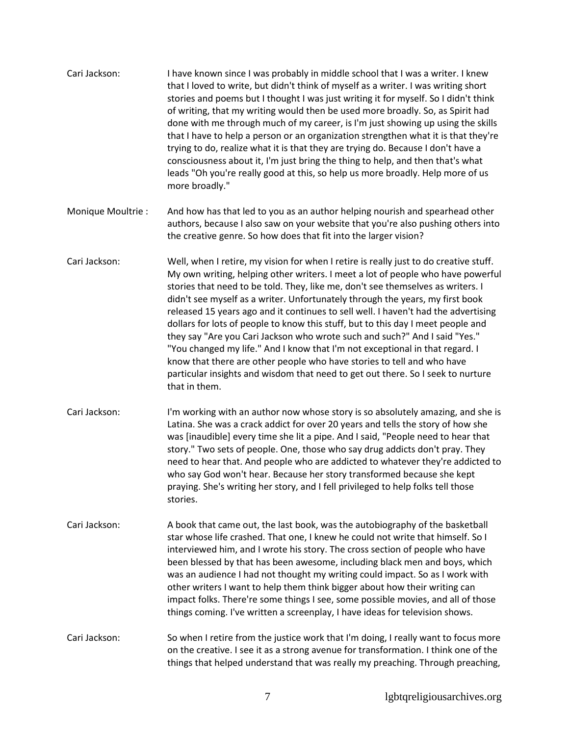Cari Jackson: I have known since I was probably in middle school that I was a writer. I knew that I loved to write, but didn't think of myself as a writer. I was writing short stories and poems but I thought I was just writing it for myself. So I didn't think of writing, that my writing would then be used more broadly. So, as Spirit had done with me through much of my career, is I'm just showing up using the skills that I have to help a person or an organization strengthen what it is that they're trying to do, realize what it is that they are trying do. Because I don't have a consciousness about it, I'm just bring the thing to help, and then that's what leads "Oh you're really good at this, so help us more broadly. Help more of us more broadly."

Monique Moultrie : And how has that led to you as an author helping nourish and spearhead other authors, because I also saw on your website that you're also pushing others into the creative genre. So how does that fit into the larger vision?

Cari Jackson: Well, when I retire, my vision for when I retire is really just to do creative stuff. My own writing, helping other writers. I meet a lot of people who have powerful stories that need to be told. They, like me, don't see themselves as writers. I didn't see myself as a writer. Unfortunately through the years, my first book released 15 years ago and it continues to sell well. I haven't had the advertising dollars for lots of people to know this stuff, but to this day I meet people and they say "Are you Cari Jackson who wrote such and such?" And I said "Yes." "You changed my life." And I know that I'm not exceptional in that regard. I know that there are other people who have stories to tell and who have particular insights and wisdom that need to get out there. So I seek to nurture that in them.

Cari Jackson: I'm working with an author now whose story is so absolutely amazing, and she is Latina. She was a crack addict for over 20 years and tells the story of how she was [inaudible] every time she lit a pipe. And I said, "People need to hear that story." Two sets of people. One, those who say drug addicts don't pray. They need to hear that. And people who are addicted to whatever they're addicted to who say God won't hear. Because her story transformed because she kept praying. She's writing her story, and I fell privileged to help folks tell those stories.

Cari Jackson: A book that came out, the last book, was the autobiography of the basketball star whose life crashed. That one, I knew he could not write that himself. So I interviewed him, and I wrote his story. The cross section of people who have been blessed by that has been awesome, including black men and boys, which was an audience I had not thought my writing could impact. So as I work with other writers I want to help them think bigger about how their writing can impact folks. There're some things I see, some possible movies, and all of those things coming. I've written a screenplay, I have ideas for television shows.

Cari Jackson: So when I retire from the justice work that I'm doing, I really want to focus more on the creative. I see it as a strong avenue for transformation. I think one of the things that helped understand that was really my preaching. Through preaching,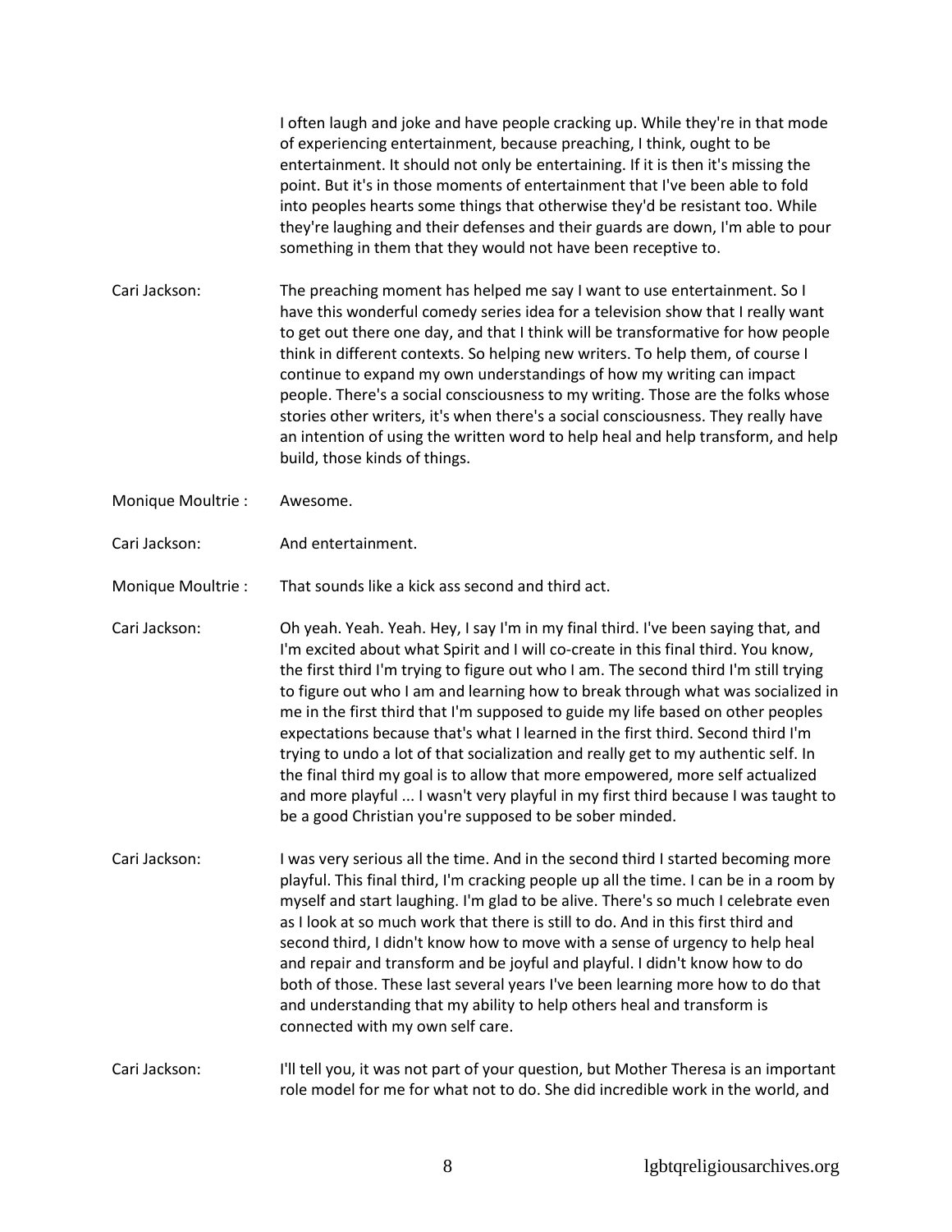I often laugh and joke and have people cracking up. While they're in that mode of experiencing entertainment, because preaching, I think, ought to be entertainment. It should not only be entertaining. If it is then it's missing the point. But it's in those moments of entertainment that I've been able to fold into peoples hearts some things that otherwise they'd be resistant too. While they're laughing and their defenses and their guards are down, I'm able to pour something in them that they would not have been receptive to.

Cari Jackson: The preaching moment has helped me say I want to use entertainment. So I have this wonderful comedy series idea for a television show that I really want to get out there one day, and that I think will be transformative for how people think in different contexts. So helping new writers. To help them, of course I continue to expand my own understandings of how my writing can impact people. There's a social consciousness to my writing. Those are the folks whose stories other writers, it's when there's a social consciousness. They really have an intention of using the written word to help heal and help transform, and help build, those kinds of things.

Monique Moultrie : Awesome.

Cari Jackson: And entertainment.

Monique Moultrie : That sounds like a kick ass second and third act.

Cari Jackson: Oh yeah. Yeah. Yeah. Hey, I say I'm in my final third. I've been saying that, and I'm excited about what Spirit and I will co-create in this final third. You know, the first third I'm trying to figure out who I am. The second third I'm still trying to figure out who I am and learning how to break through what was socialized in me in the first third that I'm supposed to guide my life based on other peoples expectations because that's what I learned in the first third. Second third I'm trying to undo a lot of that socialization and really get to my authentic self. In the final third my goal is to allow that more empowered, more self actualized and more playful ... I wasn't very playful in my first third because I was taught to be a good Christian you're supposed to be sober minded.

Cari Jackson: I was very serious all the time. And in the second third I started becoming more playful. This final third, I'm cracking people up all the time. I can be in a room by myself and start laughing. I'm glad to be alive. There's so much I celebrate even as I look at so much work that there is still to do. And in this first third and second third, I didn't know how to move with a sense of urgency to help heal and repair and transform and be joyful and playful. I didn't know how to do both of those. These last several years I've been learning more how to do that and understanding that my ability to help others heal and transform is connected with my own self care.

Cari Jackson: I'll tell you, it was not part of your question, but Mother Theresa is an important role model for me for what not to do. She did incredible work in the world, and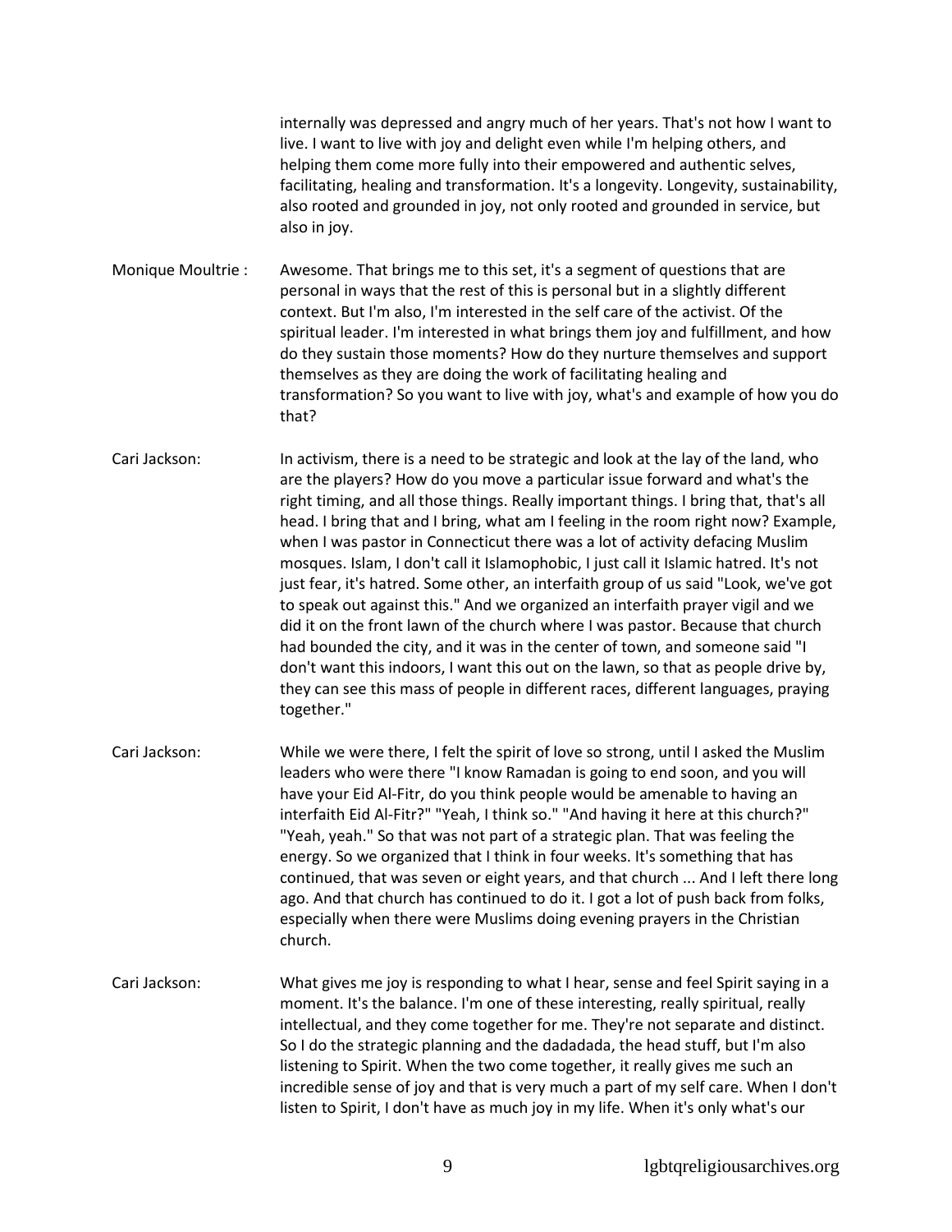internally was depressed and angry much of her years. That's not how I want to live. I want to live with joy and delight even while I'm helping others, and helping them come more fully into their empowered and authentic selves, facilitating, healing and transformation. It's a longevity. Longevity, sustainability, also rooted and grounded in joy, not only rooted and grounded in service, but also in joy.

Monique Moultrie : Awesome. That brings me to this set, it's a segment of questions that are personal in ways that the rest of this is personal but in a slightly different context. But I'm also, I'm interested in the self care of the activist. Of the spiritual leader. I'm interested in what brings them joy and fulfillment, and how do they sustain those moments? How do they nurture themselves and support themselves as they are doing the work of facilitating healing and transformation? So you want to live with joy, what's and example of how you do that?

Cari Jackson: In activism, there is a need to be strategic and look at the lay of the land, who are the players? How do you move a particular issue forward and what's the right timing, and all those things. Really important things. I bring that, that's all head. I bring that and I bring, what am I feeling in the room right now? Example, when I was pastor in Connecticut there was a lot of activity defacing Muslim mosques. Islam, I don't call it Islamophobic, I just call it Islamic hatred. It's not just fear, it's hatred. Some other, an interfaith group of us said "Look, we've got to speak out against this." And we organized an interfaith prayer vigil and we did it on the front lawn of the church where I was pastor. Because that church had bounded the city, and it was in the center of town, and someone said "I don't want this indoors, I want this out on the lawn, so that as people drive by, they can see this mass of people in different races, different languages, praying together."

Cari Jackson: While we were there, I felt the spirit of love so strong, until I asked the Muslim leaders who were there "I know Ramadan is going to end soon, and you will have your Eid Al-Fitr, do you think people would be amenable to having an interfaith Eid Al-Fitr?" "Yeah, I think so." "And having it here at this church?" "Yeah, yeah." So that was not part of a strategic plan. That was feeling the energy. So we organized that I think in four weeks. It's something that has continued, that was seven or eight years, and that church ... And I left there long ago. And that church has continued to do it. I got a lot of push back from folks, especially when there were Muslims doing evening prayers in the Christian church.

Cari Jackson: What gives me joy is responding to what I hear, sense and feel Spirit saying in a moment. It's the balance. I'm one of these interesting, really spiritual, really intellectual, and they come together for me. They're not separate and distinct. So I do the strategic planning and the dadadada, the head stuff, but I'm also listening to Spirit. When the two come together, it really gives me such an incredible sense of joy and that is very much a part of my self care. When I don't listen to Spirit, I don't have as much joy in my life. When it's only what's our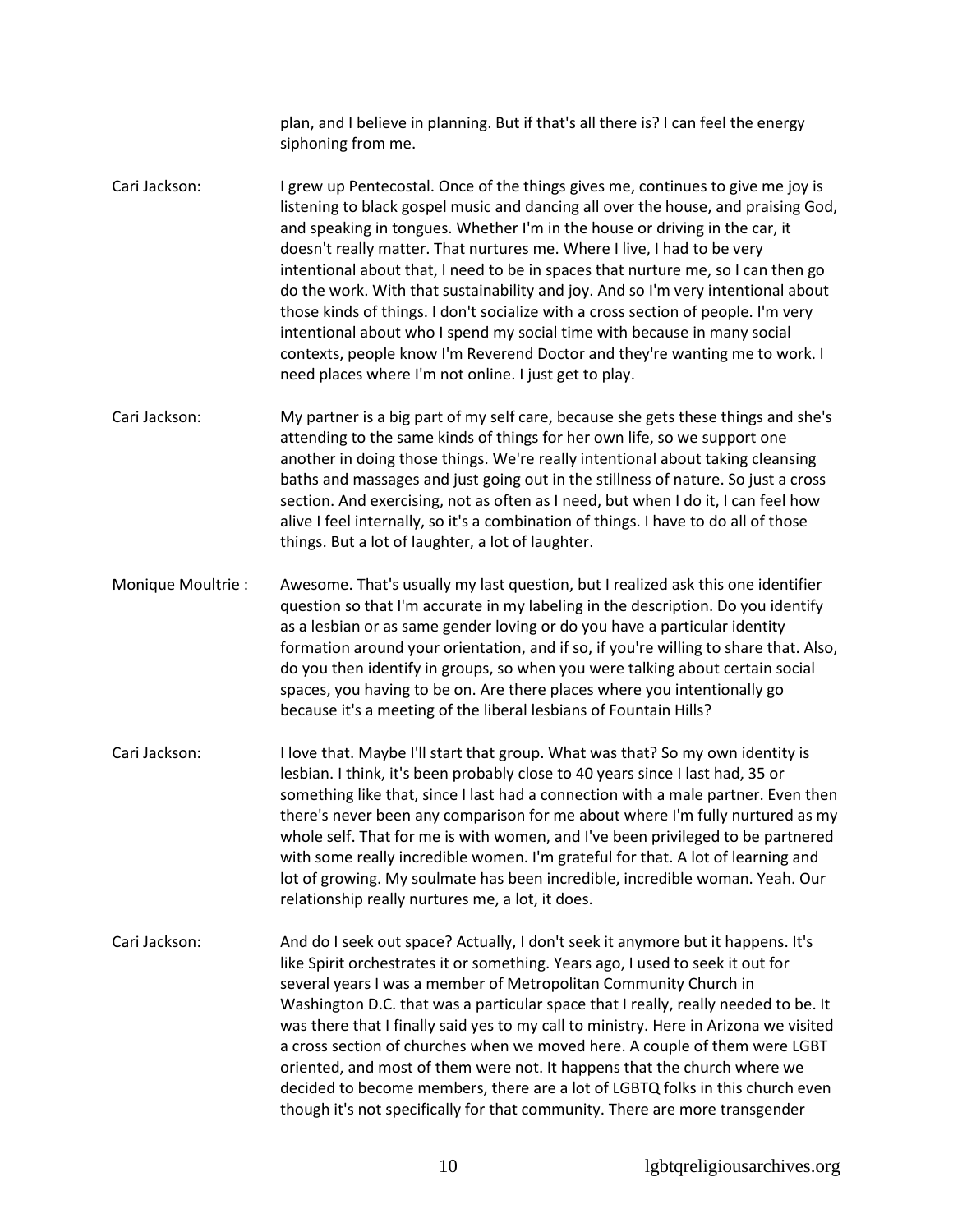plan, and I believe in planning. But if that's all there is? I can feel the energy siphoning from me.

Cari Jackson: I grew up Pentecostal. Once of the things gives me, continues to give me joy is listening to black gospel music and dancing all over the house, and praising God, and speaking in tongues. Whether I'm in the house or driving in the car, it doesn't really matter. That nurtures me. Where I live, I had to be very intentional about that, I need to be in spaces that nurture me, so I can then go do the work. With that sustainability and joy. And so I'm very intentional about those kinds of things. I don't socialize with a cross section of people. I'm very intentional about who I spend my social time with because in many social contexts, people know I'm Reverend Doctor and they're wanting me to work. I need places where I'm not online. I just get to play.

Cari Jackson: My partner is a big part of my self care, because she gets these things and she's attending to the same kinds of things for her own life, so we support one another in doing those things. We're really intentional about taking cleansing baths and massages and just going out in the stillness of nature. So just a cross section. And exercising, not as often as I need, but when I do it, I can feel how alive I feel internally, so it's a combination of things. I have to do all of those things. But a lot of laughter, a lot of laughter.

Monique Moultrie : Awesome. That's usually my last question, but I realized ask this one identifier question so that I'm accurate in my labeling in the description. Do you identify as a lesbian or as same gender loving or do you have a particular identity formation around your orientation, and if so, if you're willing to share that. Also, do you then identify in groups, so when you were talking about certain social spaces, you having to be on. Are there places where you intentionally go because it's a meeting of the liberal lesbians of Fountain Hills?

Cari Jackson: I love that. Maybe I'll start that group. What was that? So my own identity is lesbian. I think, it's been probably close to 40 years since I last had, 35 or something like that, since I last had a connection with a male partner. Even then there's never been any comparison for me about where I'm fully nurtured as my whole self. That for me is with women, and I've been privileged to be partnered with some really incredible women. I'm grateful for that. A lot of learning and lot of growing. My soulmate has been incredible, incredible woman. Yeah. Our relationship really nurtures me, a lot, it does.

Cari Jackson: And do I seek out space? Actually, I don't seek it anymore but it happens. It's like Spirit orchestrates it or something. Years ago, I used to seek it out for several years I was a member of Metropolitan Community Church in Washington D.C. that was a particular space that I really, really needed to be. It was there that I finally said yes to my call to ministry. Here in Arizona we visited a cross section of churches when we moved here. A couple of them were LGBT oriented, and most of them were not. It happens that the church where we decided to become members, there are a lot of LGBTQ folks in this church even though it's not specifically for that community. There are more transgender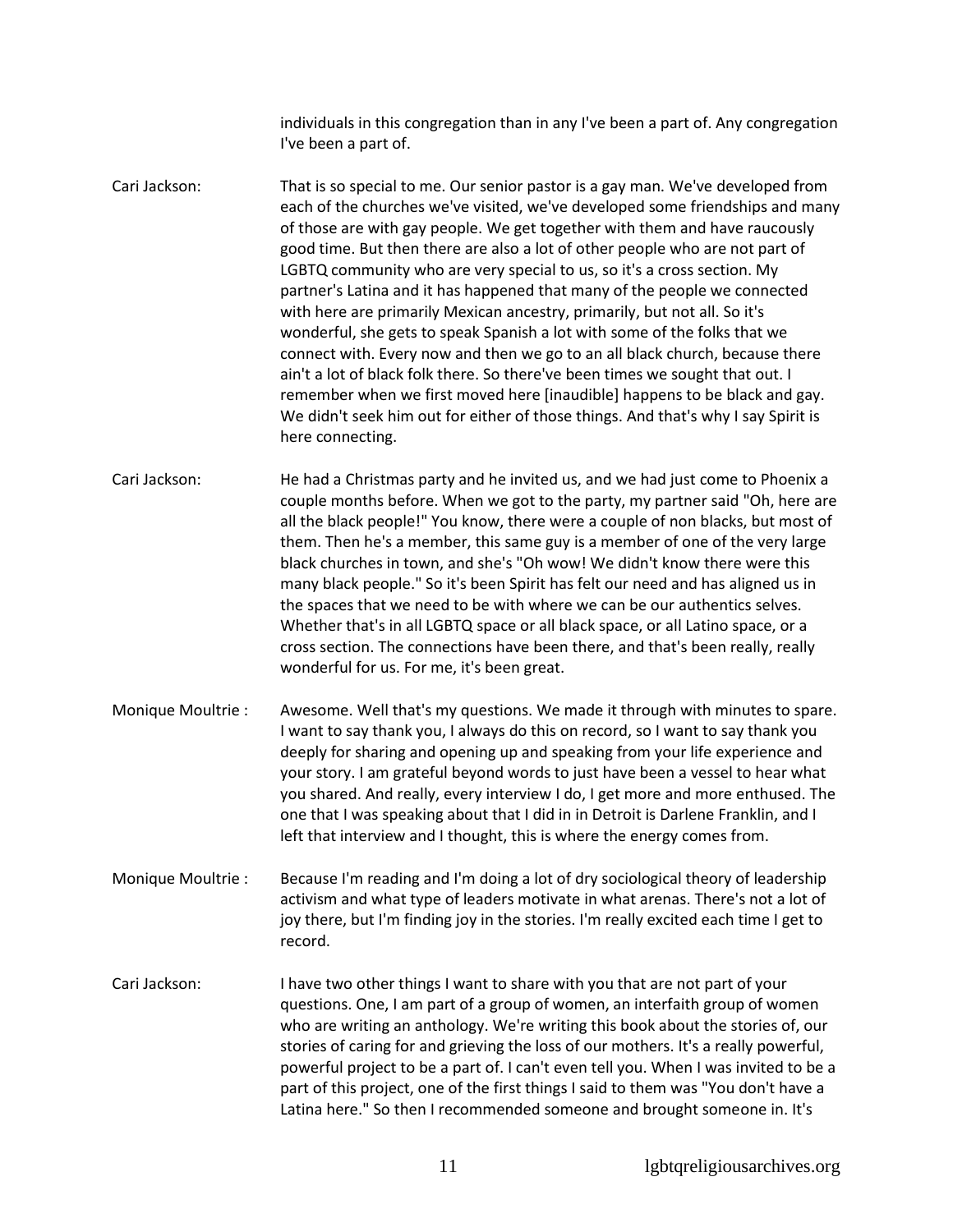individuals in this congregation than in any I've been a part of. Any congregation I've been a part of.

Cari Jackson: That is so special to me. Our senior pastor is a gay man. We've developed from each of the churches we've visited, we've developed some friendships and many of those are with gay people. We get together with them and have raucously good time. But then there are also a lot of other people who are not part of LGBTQ community who are very special to us, so it's a cross section. My partner's Latina and it has happened that many of the people we connected with here are primarily Mexican ancestry, primarily, but not all. So it's wonderful, she gets to speak Spanish a lot with some of the folks that we connect with. Every now and then we go to an all black church, because there ain't a lot of black folk there. So there've been times we sought that out. I remember when we first moved here [inaudible] happens to be black and gay. We didn't seek him out for either of those things. And that's why I say Spirit is here connecting.

Cari Jackson: He had a Christmas party and he invited us, and we had just come to Phoenix a couple months before. When we got to the party, my partner said "Oh, here are all the black people!" You know, there were a couple of non blacks, but most of them. Then he's a member, this same guy is a member of one of the very large black churches in town, and she's "Oh wow! We didn't know there were this many black people." So it's been Spirit has felt our need and has aligned us in the spaces that we need to be with where we can be our authentics selves. Whether that's in all LGBTQ space or all black space, or all Latino space, or a cross section. The connections have been there, and that's been really, really wonderful for us. For me, it's been great.

Monique Moultrie : Awesome. Well that's my questions. We made it through with minutes to spare. I want to say thank you, I always do this on record, so I want to say thank you deeply for sharing and opening up and speaking from your life experience and your story. I am grateful beyond words to just have been a vessel to hear what you shared. And really, every interview I do, I get more and more enthused. The one that I was speaking about that I did in in Detroit is Darlene Franklin, and I left that interview and I thought, this is where the energy comes from.

Monique Moultrie : Because I'm reading and I'm doing a lot of dry sociological theory of leadership activism and what type of leaders motivate in what arenas. There's not a lot of joy there, but I'm finding joy in the stories. I'm really excited each time I get to record.

Cari Jackson: I have two other things I want to share with you that are not part of your questions. One, I am part of a group of women, an interfaith group of women who are writing an anthology. We're writing this book about the stories of, our stories of caring for and grieving the loss of our mothers. It's a really powerful, powerful project to be a part of. I can't even tell you. When I was invited to be a part of this project, one of the first things I said to them was "You don't have a Latina here." So then I recommended someone and brought someone in. It's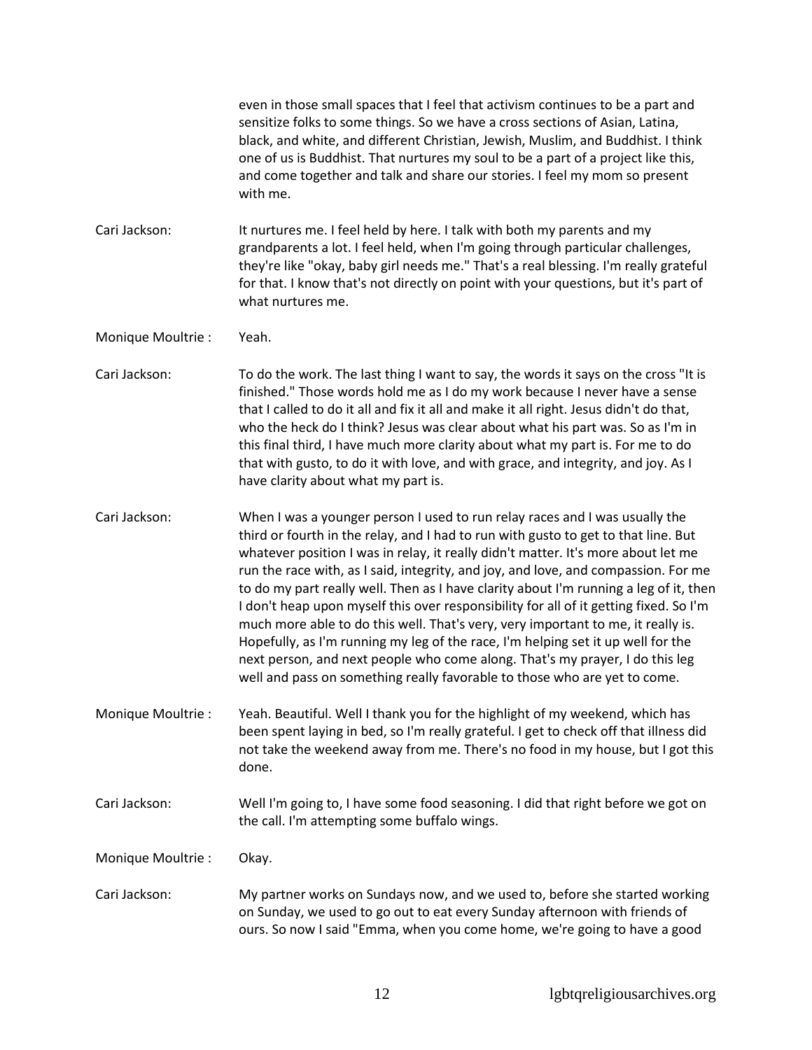even in those small spaces that I feel that activism continues to be a part and sensitize folks to some things. So we have a cross sections of Asian, Latina, black, and white, and different Christian, Jewish, Muslim, and Buddhist. I think one of us is Buddhist. That nurtures my soul to be a part of a project like this, and come together and talk and share our stories. I feel my mom so present with me.

Cari Jackson: It nurtures me. I feel held by here. I talk with both my parents and my grandparents a lot. I feel held, when I'm going through particular challenges, they're like "okay, baby girl needs me." That's a real blessing. I'm really grateful for that. I know that's not directly on point with your questions, but it's part of what nurtures me.

Monique Moultrie : Yeah.

Cari Jackson: To do the work. The last thing I want to say, the words it says on the cross "It is finished." Those words hold me as I do my work because I never have a sense that I called to do it all and fix it all and make it all right. Jesus didn't do that, who the heck do I think? Jesus was clear about what his part was. So as I'm in this final third, I have much more clarity about what my part is. For me to do that with gusto, to do it with love, and with grace, and integrity, and joy. As I have clarity about what my part is.

Cari Jackson: When I was a younger person I used to run relay races and I was usually the third or fourth in the relay, and I had to run with gusto to get to that line. But whatever position I was in relay, it really didn't matter. It's more about let me run the race with, as I said, integrity, and joy, and love, and compassion. For me to do my part really well. Then as I have clarity about I'm running a leg of it, then I don't heap upon myself this over responsibility for all of it getting fixed. So I'm much more able to do this well. That's very, very important to me, it really is. Hopefully, as I'm running my leg of the race, I'm helping set it up well for the next person, and next people who come along. That's my prayer, I do this leg well and pass on something really favorable to those who are yet to come.

Monique Moultrie : Yeah. Beautiful. Well I thank you for the highlight of my weekend, which has been spent laying in bed, so I'm really grateful. I get to check off that illness did not take the weekend away from me. There's no food in my house, but I got this done.

Cari Jackson: Well I'm going to, I have some food seasoning. I did that right before we got on the call. I'm attempting some buffalo wings.

Monique Moultrie : Okay.

Cari Jackson: My partner works on Sundays now, and we used to, before she started working on Sunday, we used to go out to eat every Sunday afternoon with friends of ours. So now I said "Emma, when you come home, we're going to have a good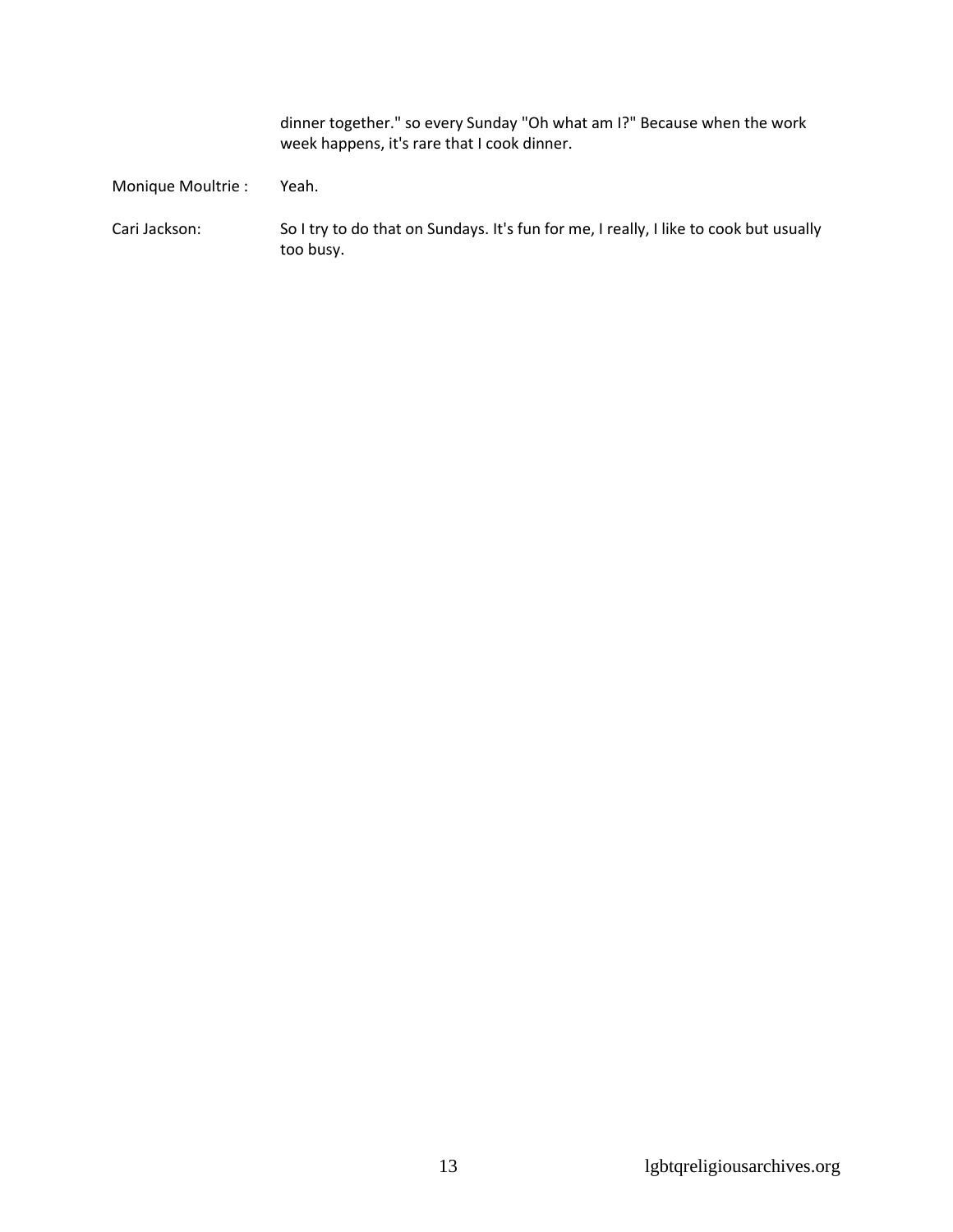dinner together." so every Sunday "Oh what am I?" Because when the work week happens, it's rare that I cook dinner.

Monique Moultrie : Yeah.

Cari Jackson: So I try to do that on Sundays. It's fun for me, I really, I like to cook but usually too busy.